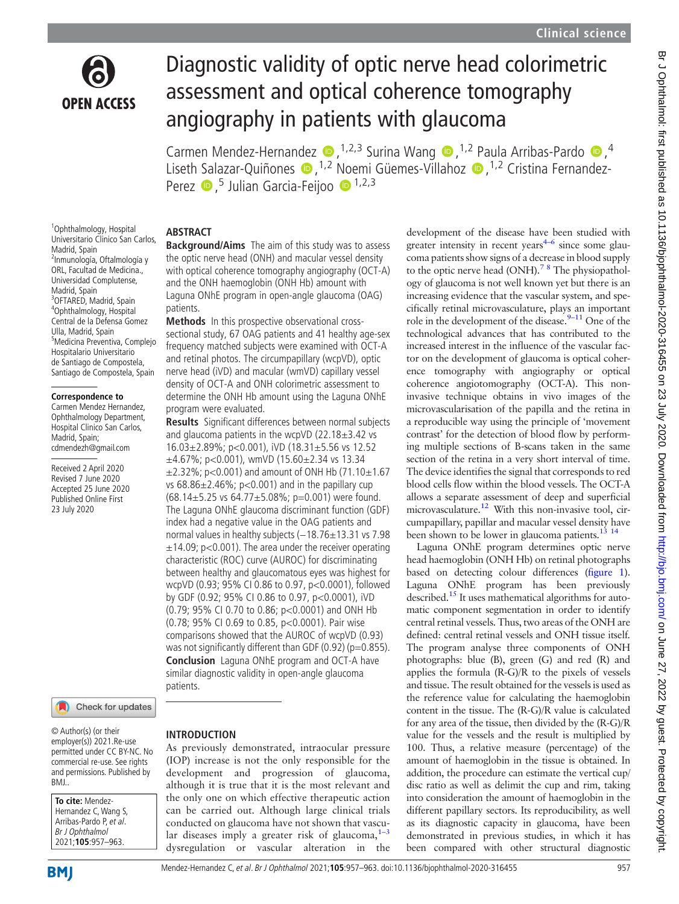# Diagnostic validity of optic nerve head colorimetric assessment and optical coherence tomography angiography in patients with glaucoma

Carmen Mendez-Hernandez[1,2,3], Surina Wang[1,2], Paula Arribas-Pardo[4], Liseth Salazar-Quiñones[1,2], Noemi Güemes-Villahoz[1,2], Cristina Fernandez-Perez[5], Julian Garcia-Feijoo[1,2,3]

[1]Ophthalmology, Hospital Universitario Clinico San Carlos, Madrid, Spain
[2]Inmunología, Oftalmología y ORL, Facultad de Medicina., Universidad Complutense, Madrid, Spain
[3]OFTARED, Madrid, Spain
[4]Ophthalmology, Hospital Central de la Defensa Gomez Ulla, Madrid, Spain
[5]Medicina Preventiva, Complejo Hospitalario Universitario de Santiago de Compostela, Santiago de Compostela, Spain

**Correspondence to**
Carmen Mendez Hernandez, Ophthalmology Department, Hospital Clinico San Carlos, Madrid, Spain; cdmendezh@gmail.com

Received 2 April 2020
Revised 7 June 2020
Accepted 25 June 2020
Published Online First 23 July 2020

© Author(s) (or their employer(s)) 2021.Re-use permitted under CC BY-NC. No commercial re-use. See rights and permissions. Published by BMJ..

**To cite:** Mendez-Hernandez C, Wang S, Arribas-Pardo P, *et al*. *Br J Ophthalmol* 2021;**105**:957–963.

## ABSTRACT

**Background/Aims** The aim of this study was to assess the optic nerve head (ONH) and macular vessel density with optical coherence tomography angiography (OCT-A) and the ONH haemoglobin (ONH Hb) amount with Laguna ONhE program in open-angle glaucoma (OAG) patients.

**Methods** In this prospective observational cross-sectional study, 67 OAG patients and 41 healthy age-sex frequency matched subjects were examined with OCT-A and retinal photos. The circumpapillary (wcpVD), optic nerve head (iVD) and macular (wmVD) capillary vessel density of OCT-A and ONH colorimetric assessment to determine the ONH Hb amount using the Laguna ONhE program were evaluated.

**Results** Significant differences between normal subjects and glaucoma patients in the wcpVD (22.18±3.42 vs 16.03±2.89%; p<0.001), iVD (18.31±5.56 vs 12.52 ±4.67%; p<0.001), wmVD (15.60±2.34 vs 13.34 ±2.32%; p<0.001) and amount of ONH Hb (71.10±1.67 vs 68.86±2.46%; p<0.001) and in the papillary cup (68.14±5.25 vs 64.77±5.08%; p=0.001) were found. The Laguna ONhE glaucoma discriminant function (GDF) index had a negative value in the OAG patients and normal values in healthy subjects (−18.76±13.31 vs 7.98 ±14.09; p<0.001). The area under the receiver operating characteristic (ROC) curve (AUROC) for discriminating between healthy and glaucomatous eyes was highest for wcpVD (0.93; 95% CI 0.86 to 0.97, p<0.0001), followed by GDF (0.92; 95% CI 0.86 to 0.97, p<0.0001), iVD (0.79; 95% CI 0.70 to 0.86; p<0.0001) and ONH Hb (0.78; 95% CI 0.69 to 0.85, p<0.0001). Pair wise comparisons showed that the AUROC of wcpVD (0.93) was not significantly different than GDF (0.92) (p=0.855).

**Conclusion** Laguna ONhE program and OCT-A have similar diagnostic validity in open-angle glaucoma patients.

## INTRODUCTION

As previously demonstrated, intraocular pressure (IOP) increase is not the only responsible for the development and progression of glaucoma, although it is true that it is the most relevant and the only one on which effective therapeutic action can be carried out. Although large clinical trials conducted on glaucoma have not shown that vascular diseases imply a greater risk of glaucoma,[1–3] dysregulation or vascular alteration in the development of the disease have been studied with greater intensity in recent years[4–6] since some glaucoma patients show signs of a decrease in blood supply to the optic nerve head (ONH).[7 8] The physiopathology of glaucoma is not well known yet but there is an increasing evidence that the vascular system, and specifically retinal microvasculature, plays an important role in the development of the disease.[9–11] One of the technological advances that has contributed to the increased interest in the influence of the vascular factor on the development of glaucoma is optical coherence tomography with angiography or optical coherence angiotomography (OCT-A). This non-invasive technique obtains in vivo images of the microvascularisation of the papilla and the retina in a reproducible way using the principle of 'movement contrast' for the detection of blood flow by performing multiple sections of B-scans taken in the same section of the retina in a very short interval of time. The device identifies the signal that corresponds to red blood cells flow within the blood vessels. The OCT-A allows a separate assessment of deep and superficial microvasculature.[12] With this non-invasive tool, circumpapillary, papillar and macular vessel density have been shown to be lower in glaucoma patients.[13 14]

Laguna ONhE program determines optic nerve head haemoglobin (ONH Hb) on retinal photographs based on detecting colour differences (figure 1). Laguna ONhE program has been previously described.[15] It uses mathematical algorithms for automatic component segmentation in order to identify central retinal vessels. Thus, two areas of the ONH are defined: central retinal vessels and ONH tissue itself. The program analyse three components of ONH photographs: blue (B), green (G) and red (R) and applies the formula (R-G)/R to the pixels of vessels and tissue. The result obtained for the vessels is used as the reference value for calculating the haemoglobin content in the tissue. The (R-G)/R value is calculated for any area of the tissue, then divided by the (R-G)/R value for the vessels and the result is multiplied by 100. Thus, a relative measure (percentage) of the amount of haemoglobin in the tissue is obtained. In addition, the procedure can estimate the vertical cup/disc ratio as well as delimit the cup and rim, taking into consideration the amount of haemoglobin in the different papillary sectors. Its reproducibility, as well as its diagnostic capacity in glaucoma, have been demonstrated in previous studies, in which it has been compared with other structural diagnostic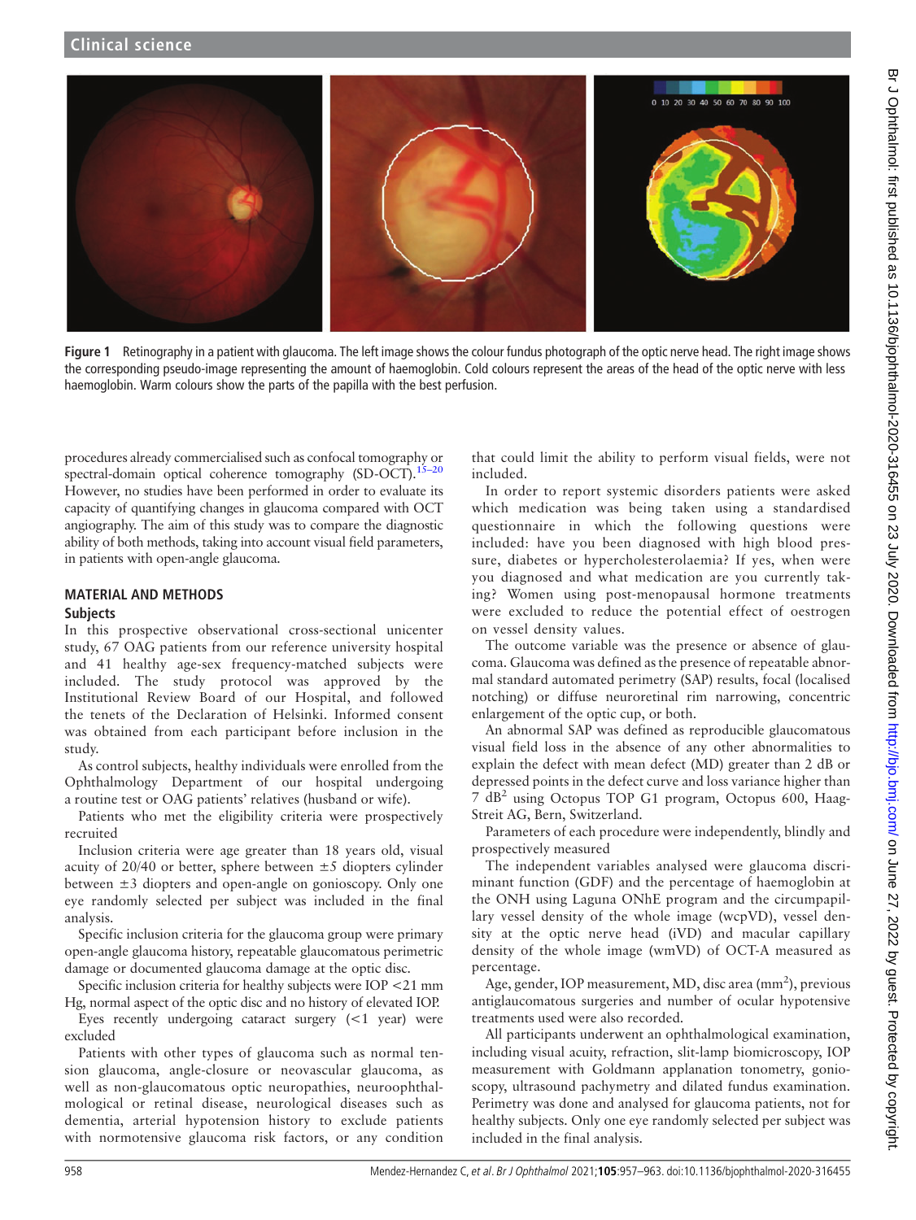Figure 1 Retinography in a patient with glaucoma. The left image shows the colour fundus photograph of the optic nerve head. The right image shows the corresponding pseudo-image representing the amount of haemoglobin. Cold colours represent the areas of the head of the optic nerve with less haemoglobin. Warm colours show the parts of the papilla with the best perfusion.

procedures already commercialised such as confocal tomography or spectral-domain optical coherence tomography (SD-OCT).[15–20] However, no studies have been performed in order to evaluate its capacity of quantifying changes in glaucoma compared with OCT angiography. The aim of this study was to compare the diagnostic ability of both methods, taking into account visual field parameters, in patients with open-angle glaucoma.

## MATERIAL AND METHODS

### Subjects

In this prospective observational cross-sectional unicenter study, 67 OAG patients from our reference university hospital and 41 healthy age-sex frequency-matched subjects were included. The study protocol was approved by the Institutional Review Board of our Hospital, and followed the tenets of the Declaration of Helsinki. Informed consent was obtained from each participant before inclusion in the study.

As control subjects, healthy individuals were enrolled from the Ophthalmology Department of our hospital undergoing a routine test or OAG patients' relatives (husband or wife).

Patients who met the eligibility criteria were prospectively recruited

Inclusion criteria were age greater than 18 years old, visual acuity of 20/40 or better, sphere between ±5 diopters cylinder between ±3 diopters and open-angle on gonioscopy. Only one eye randomly selected per subject was included in the final analysis.

Specific inclusion criteria for the glaucoma group were primary open-angle glaucoma history, repeatable glaucomatous perimetric damage or documented glaucoma damage at the optic disc.

Specific inclusion criteria for healthy subjects were IOP <21 mm Hg, normal aspect of the optic disc and no history of elevated IOP.

Eyes recently undergoing cataract surgery (<1 year) were excluded

Patients with other types of glaucoma such as normal tension glaucoma, angle-closure or neovascular glaucoma, as well as non-glaucomatous optic neuropathies, neuroophthalmological or retinal disease, neurological diseases such as dementia, arterial hypotension history to exclude patients with normotensive glaucoma risk factors, or any condition that could limit the ability to perform visual fields, were not included.

In order to report systemic disorders patients were asked which medication was being taken using a standardised questionnaire in which the following questions were included: have you been diagnosed with high blood pressure, diabetes or hypercholesterolaemia? If yes, when were you diagnosed and what medication are you currently taking? Women using post-menopausal hormone treatments were excluded to reduce the potential effect of oestrogen on vessel density values.

The outcome variable was the presence or absence of glaucoma. Glaucoma was defined as the presence of repeatable abnormal standard automated perimetry (SAP) results, focal (localised notching) or diffuse neuroretinal rim narrowing, concentric enlargement of the optic cup, or both.

An abnormal SAP was defined as reproducible glaucomatous visual field loss in the absence of any other abnormalities to explain the defect with mean defect (MD) greater than 2 dB or depressed points in the defect curve and loss variance higher than 7 $dB^2$ using Octopus TOP G1 program, Octopus 600, Haag-Streit AG, Bern, Switzerland.

Parameters of each procedure were independently, blindly and prospectively measured

The independent variables analysed were glaucoma discriminant function (GDF) and the percentage of haemoglobin at the ONH using Laguna ONhE program and the circumpapillary vessel density of the whole image (wcpVD), vessel density at the optic nerve head (iVD) and macular capillary density of the whole image (wmVD) of OCT-A measured as percentage.

Age, gender, IOP measurement, MD, disc area ($mm^2$), previous antiglaucomatous surgeries and number of ocular hypotensive treatments used were also recorded.

All participants underwent an ophthalmological examination, including visual acuity, refraction, slit-lamp biomicroscopy, IOP measurement with Goldmann applanation tonometry, gonioscopy, ultrasound pachymetry and dilated fundus examination. Perimetry was done and analysed for glaucoma patients, not for healthy subjects. Only one eye randomly selected per subject was included in the final analysis.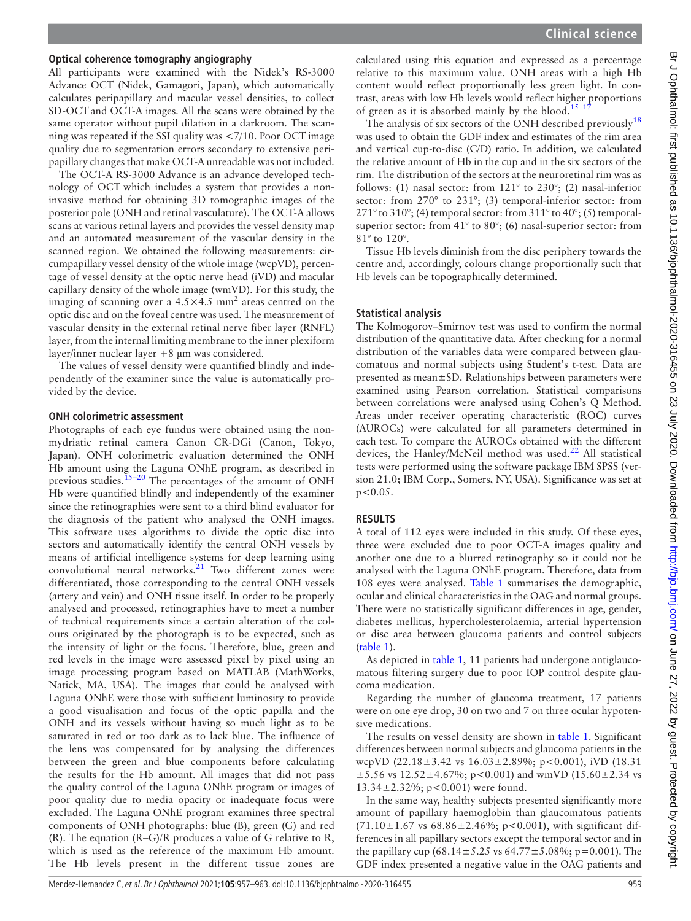### Optical coherence tomography angiography

All participants were examined with the Nidek's RS-3000 Advance OCT (Nidek, Gamagori, Japan), which automatically calculates peripapillary and macular vessel densities, to collect SD-OCT and OCT-A images. All the scans were obtained by the same operator without pupil dilation in a darkroom. The scanning was repeated if the SSI quality was <7/10. Poor OCT image quality due to segmentation errors secondary to extensive peripapillary changes that make OCT-A unreadable was not included.

The OCT-A RS-3000 Advance is an advance developed technology of OCT which includes a system that provides a non-invasive method for obtaining 3D tomographic images of the posterior pole (ONH and retinal vasculature). The OCT-A allows scans at various retinal layers and provides the vessel density map and an automated measurement of the vascular density in the scanned region. We obtained the following measurements: circumpapillary vessel density of the whole image (wcpVD), percentage of vessel density at the optic nerve head (iVD) and macular capillary density of the whole image (wmVD). For this study, the imaging of scanning over a $4.5\times4.5$ mm$^2$ areas centred on the optic disc and on the foveal centre was used. The measurement of vascular density in the external retinal nerve fiber layer (RNFL) layer, from the internal limiting membrane to the inner plexiform layer/inner nuclear layer +8 µm was considered.

The values of vessel density were quantified blindly and independently of the examiner since the value is automatically provided by the device.

### ONH colorimetric assessment

Photographs of each eye fundus were obtained using the non-mydriatic retinal camera Canon CR-DGi (Canon, Tokyo, Japan). ONH colorimetric evaluation determined the ONH Hb amount using the Laguna ONhE program, as described in previous studies.[15–20] The percentages of the amount of ONH Hb were quantified blindly and independently of the examiner since the retinographies were sent to a third blind evaluator for the diagnosis of the patient who analysed the ONH images. This software uses algorithms to divide the optic disc into sectors and automatically identify the central ONH vessels by means of artificial intelligence systems for deep learning using convolutional neural networks.[21] Two different zones were differentiated, those corresponding to the central ONH vessels (artery and vein) and ONH tissue itself. In order to be properly analysed and processed, retinographies have to meet a number of technical requirements since a certain alteration of the colours originated by the photograph is to be expected, such as the intensity of light or the focus. Therefore, blue, green and red levels in the image were assessed pixel by pixel using an image processing program based on MATLAB (MathWorks, Natick, MA, USA). The images that could be analysed with Laguna ONhE were those with sufficient luminosity to provide a good visualisation and focus of the optic papilla and the ONH and its vessels without having so much light as to be saturated in red or too dark as to lack blue. The influence of the lens was compensated for by analysing the differences between the green and blue components before calculating the results for the Hb amount. All images that did not pass the quality control of the Laguna ONhE program or images of poor quality due to media opacity or inadequate focus were excluded. The Laguna ONhE program examines three spectral components of ONH photographs: blue (B), green (G) and red (R). The equation (R–G)/R produces a value of G relative to R, which is used as the reference of the maximum Hb amount. The Hb levels present in the different tissue zones are calculated using this equation and expressed as a percentage relative to this maximum value. ONH areas with a high Hb content would reflect proportionally less green light. In contrast, areas with low Hb levels would reflect higher proportions of green as it is absorbed mainly by the blood.[15 17]

The analysis of six sectors of the ONH described previously[18] was used to obtain the GDF index and estimates of the rim area and vertical cup-to-disc (C/D) ratio. In addition, we calculated the relative amount of Hb in the cup and in the six sectors of the rim. The distribution of the sectors at the neuroretinal rim was as follows: (1) nasal sector: from 121° to 230°; (2) nasal-inferior sector: from 270° to 231°; (3) temporal-inferior sector: from 271° to 310°; (4) temporal sector: from 311° to 40°; (5) temporal-superior sector: from 41° to 80°; (6) nasal-superior sector: from 81° to 120°.

Tissue Hb levels diminish from the disc periphery towards the centre and, accordingly, colours change proportionally such that Hb levels can be topographically determined.

### Statistical analysis

The Kolmogorov–Smirnov test was used to confirm the normal distribution of the quantitative data. After checking for a normal distribution of the variables data were compared between glaucomatous and normal subjects using Student's t-test. Data are presented as mean±SD. Relationships between parameters were examined using Pearson correlation. Statistical comparisons between correlations were analysed using Cohen's Q Method. Areas under receiver operating characteristic (ROC) curves (AUROCs) were calculated for all parameters determined in each test. To compare the AUROCs obtained with the different devices, the Hanley/McNeil method was used.[22] All statistical tests were performed using the software package IBM SPSS (version 21.0; IBM Corp., Somers, NY, USA). Significance was set at $p<0.05$.

## RESULTS

A total of 112 eyes were included in this study. Of these eyes, three were excluded due to poor OCT-A images quality and another one due to a blurred retinography so it could not be analysed with the Laguna ONhE program. Therefore, data from 108 eyes were analysed. Table 1 summarises the demographic, ocular and clinical characteristics in the OAG and normal groups. There were no statistically significant differences in age, gender, diabetes mellitus, hypercholesterolaemia, arterial hypertension or disc area between glaucoma patients and control subjects (table 1).

As depicted in table 1, 11 patients had undergone antiglaucomatous filtering surgery due to poor IOP control despite glaucoma medication.

Regarding the number of glaucoma treatment, 17 patients were on one eye drop, 30 on two and 7 on three ocular hypotensive medications.

The results on vessel density are shown in table 1. Significant differences between normal subjects and glaucoma patients in the wcpVD (22.18±3.42 vs 16.03±2.89%; $p<0.001$), iVD (18.31 ±5.56 vs 12.52±4.67%; $p<0.001$) and wmVD (15.60±2.34 vs 13.34±2.32%; $p<0.001$) were found.

In the same way, healthy subjects presented significantly more amount of papillary haemoglobin than glaucomatous patients (71.10±1.67 vs 68.86±2.46%; $p<0.001$), with significant differences in all papillary sectors except the temporal sector and in the papillary cup (68.14±5.25 vs 64.77±5.08%; $p=0.001$). The GDF index presented a negative value in the OAG patients and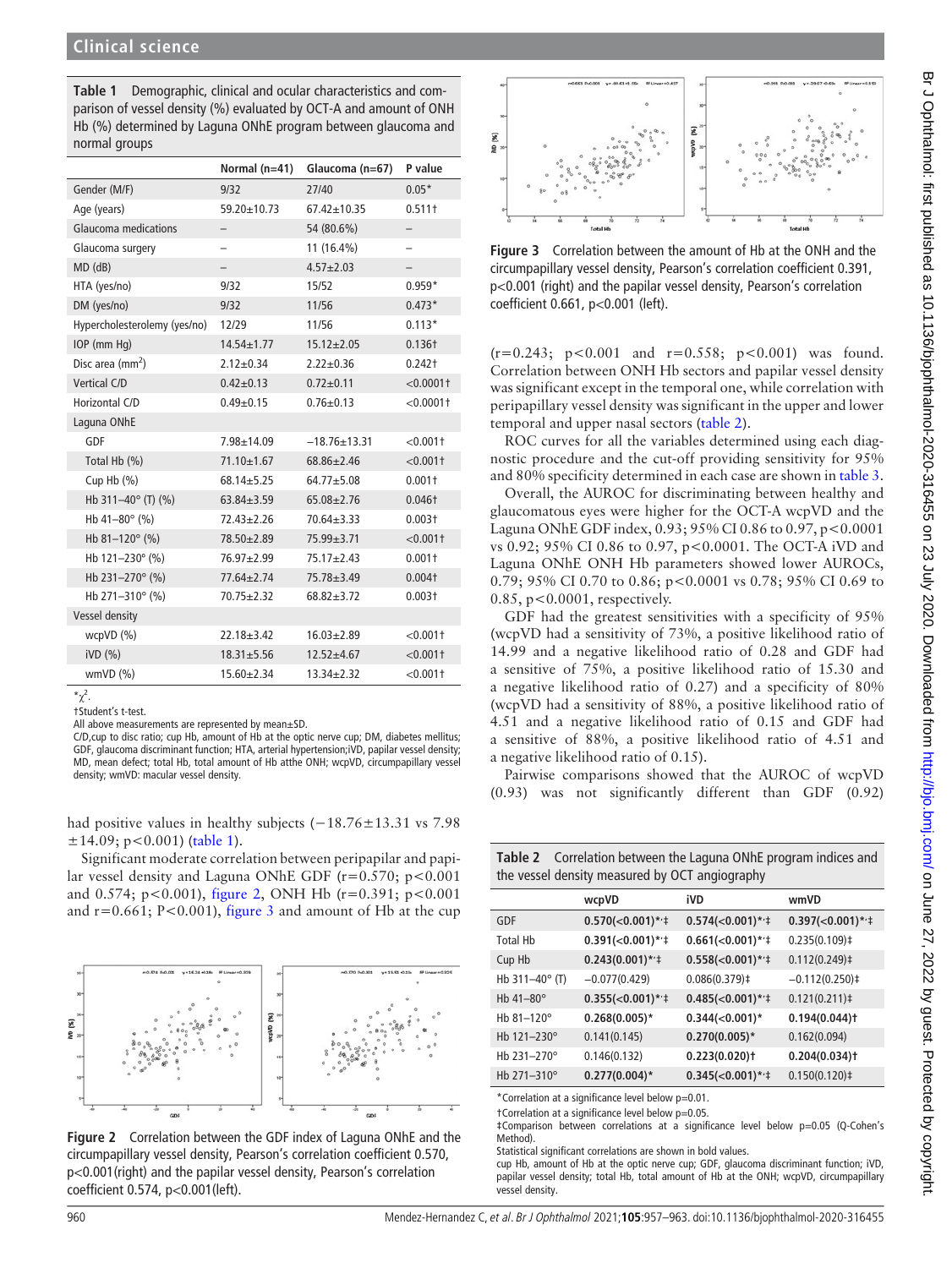**Table 1** Demographic, clinical and ocular characteristics and comparison of vessel density (%) evaluated by OCT-A and amount of ONH Hb (%) determined by Laguna ONhE program between glaucoma and normal groups

| | Normal (n=41) | Glaucoma (n=67) | P value |
|---|---|---|---|
| Gender (M/F) | 9/32 | 27/40 | 0.05* |
| Age (years) | 59.20±10.73 | 67.42±10.35 | 0.511† |
| Glaucoma medications | – | 54 (80.6%) | – |
| Glaucoma surgery | – | 11 (16.4%) | – |
| MD (dB) | – | 4.57±2.03 | – |
| HTA (yes/no) | 9/32 | 15/52 | 0.959* |
| DM (yes/no) | 9/32 | 11/56 | 0.473* |
| Hypercholesterolemy (yes/no) | 12/29 | 11/56 | 0.113* |
| IOP (mm Hg) | 14.54±1.77 | 15.12±2.05 | 0.136† |
| Disc area (mm$^2$) | 2.12±0.34 | 2.22±0.36 | 0.242† |
| Vertical C/D | 0.42±0.13 | 0.72±0.11 | <0.0001† |
| Horizontal C/D | 0.49±0.15 | 0.76±0.13 | <0.0001† |
| Laguna ONhE | | | |
| GDF | 7.98±14.09 | −18.76±13.31 | <0.001† |
| Total Hb (%) | 71.10±1.67 | 68.86±2.46 | <0.001† |
| Cup Hb (%) | 68.14±5.25 | 64.75±5.08 | 0.001† |
| Hb 311–40° (T) (%) | 63.84±3.59 | 65.08±2.76 | 0.046† |
| Hb 41–80° (%) | 72.43±2.26 | 70.64±3.33 | 0.003† |
| Hb 81–120° (%) | 78.50±2.89 | 75.99±3.71 | <0.001† |
| Hb 121–230° (%) | 76.97±2.99 | 75.17±2.43 | 0.001† |
| Hb 231–270° (%) | 77.64±2.74 | 75.78±3.49 | 0.004† |
| Hb 271–310° (%) | 70.75±2.32 | 68.82±3.72 | 0.003† |
| Vessel density | | | |
| wcpVD (%) | 22.18±3.42 | 16.03±2.89 | <0.001† |
| iVD (%) | 18.31±5.56 | 12.52±4.67 | <0.001† |
| wmVD (%) | 15.60±2.34 | 13.34±2.32 | <0.001† |

*$\chi^2$.
†Student's t-test.
All above measurements are represented by mean±SD.
C/D,cup to disc ratio; cup Hb, amount of Hb at the optic nerve cup; DM, diabetes mellitus; GDF, glaucoma discriminant function; HTA, arterial hypertension;iVD, papilar vessel density; MD, mean defect; total Hb, total amount of Hb atthe ONH; wcpVD, circumpapillary vessel density; wmVD: macular vessel density.

had positive values in healthy subjects (−18.76±13.31 vs 7.98 ±14.09; p<0.001) (table 1).

Significant moderate correlation between peripapilar and papilar vessel density and Laguna ONhE GDF (r=0.570; p<0.001 and 0.574; p<0.001), figure 2, ONH Hb (r=0.391; p<0.001 and r=0.661; P<0.001), figure 3 and amount of Hb at the cup

Figure 2 Correlation between the GDF index of Laguna ONhE and the circumpapillary vessel density, Pearson's correlation coefficient 0.570, p<0.001(right) and the papilar vessel density, Pearson's correlation coefficient 0.574, p<0.001(left).

Figure 3 Correlation between the amount of Hb at the ONH and the circumpapillary vessel density, Pearson's correlation coefficient 0.391, p<0.001 (right) and the papilar vessel density, Pearson's correlation coefficient 0.661, p<0.001 (left).

(r=0.243; p<0.001 and r=0.558; p<0.001) was found. Correlation between ONH Hb sectors and papilar vessel density was significant except in the temporal one, while correlation with peripapillary vessel density was significant in the upper and lower temporal and upper nasal sectors (table 2).

ROC curves for all the variables determined using each diagnostic procedure and the cut-off providing sensitivity for 95% and 80% specificity determined in each case are shown in table 3.

Overall, the AUROC for discriminating between healthy and glaucomatous eyes were higher for the OCT-A wcpVD and the Laguna ONhE GDF index, 0.93; 95% CI 0.86 to 0.97, p<0.0001 vs 0.92; 95% CI 0.86 to 0.97, p<0.0001. The OCT-A iVD and Laguna ONhE ONH Hb parameters showed lower AUROCs, 0.79; 95% CI 0.70 to 0.86; p<0.0001 vs 0.78; 95% CI 0.69 to 0.85, p<0.0001, respectively.

GDF had the greatest sensitivities with a specificity of 95% (wcpVD had a sensitivity of 73%, a positive likelihood ratio of 14.99 and a negative likelihood ratio of 0.28 and GDF had a sensitive of 75%, a positive likelihood ratio of 15.30 and a negative likelihood ratio of 0.27) and a specificity of 80% (wcpVD had a sensitivity of 88%, a positive likelihood ratio of 4.51 and a negative likelihood ratio of 0.15 and GDF had a sensitive of 88%, a positive likelihood ratio of 4.51 and a negative likelihood ratio of 0.15).

Pairwise comparisons showed that the AUROC of wcpVD (0.93) was not significantly different than GDF (0.92)

**Table 2** Correlation between the Laguna ONhE program indices and the vessel density measured by OCT angiography

| | wcpVD | iVD | wmVD |
|---|---|---|---|
| GDF | **0.570(<0.001)*‡** | **0.574(<0.001)*‡** | **0.397(<0.001)*‡** |
| Total Hb | **0.391(<0.001)*‡** | **0.661(<0.001)*‡** | 0.235(0.109)‡ |
| Cup Hb | **0.243(0.001)*‡** | **0.558(<0.001)*‡** | 0.112(0.249)‡ |
| Hb 311–40° (T) | −0.077(0.429) | 0.086(0.379)‡ | −0.112(0.250)‡ |
| Hb 41–80° | **0.355(<0.001)*‡** | **0.485(<0.001)*‡** | 0.121(0.211)‡ |
| Hb 81–120° | **0.268(0.005)*** | **0.344(<0.001)*** | **0.194(0.044)†** |
| Hb 121–230° | 0.141(0.145) | **0.270(0.005)*** | 0.162(0.094) |
| Hb 231–270° | 0.146(0.132) | **0.223(0.020)†** | **0.204(0.034)†** |
| Hb 271–310° | **0.277(0.004)*** | **0.345(<0.001)*‡** | 0.150(0.120)‡ |

*Correlation at a significance level below p=0.01.
†Correlation at a significance level below p=0.05.
‡Comparison between correlations at a significance level below p=0.05 (Q-Cohen's Method).
Statistical significant correlations are shown in bold values.
cup Hb, amount of Hb at the optic nerve cup; GDF, glaucoma discriminant function; iVD, papilar vessel density; total Hb, total amount of Hb at the ONH; wcpVD, circumpapillary vessel density.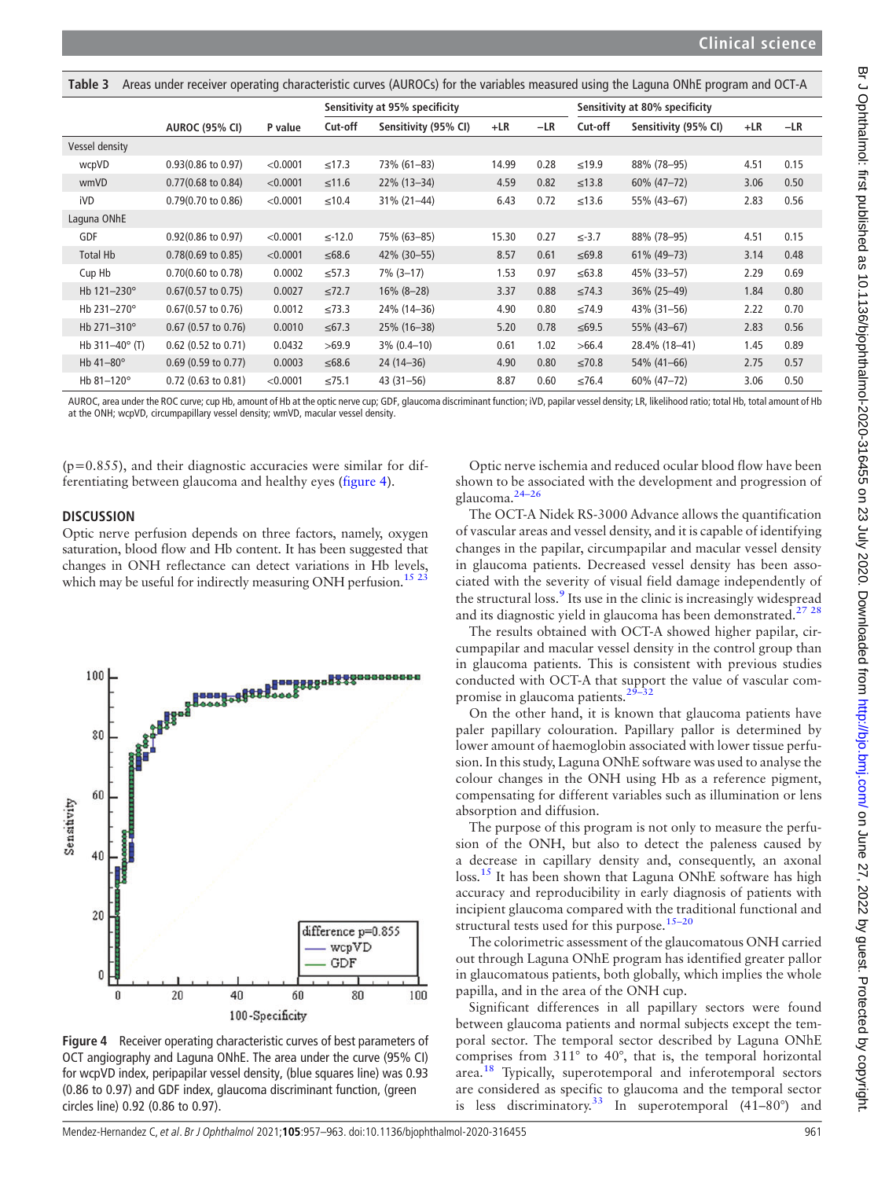Table 3 Areas under receiver operating characteristic curves (AUROCs) for the variables measured using the Laguna ONhE program and OCT-A

| | AUROC (95% CI) | P value | Sensitivity at 95% specificity | | | | Sensitivity at 80% specificity | | | |
|---|---|---|---|---|---|---|---|---|---|---|
| | | | Cut-off | Sensitivity (95% CI) | +LR | −LR | Cut-off | Sensitivity (95% CI) | +LR | −LR |
| Vessel density | | | | | | | | | | |
| wcpVD | 0.93(0.86 to 0.97) | <0.0001 | ≤17.3 | 73% (61–83) | 14.99 | 0.28 | ≤19.9 | 88% (78–95) | 4.51 | 0.15 |
| wmVD | 0.77(0.68 to 0.84) | <0.0001 | ≤11.6 | 22% (13–34) | 4.59 | 0.82 | ≤13.8 | 60% (47–72) | 3.06 | 0.50 |
| iVD | 0.79(0.70 to 0.86) | <0.0001 | ≤10.4 | 31% (21–44) | 6.43 | 0.72 | ≤13.6 | 55% (43–67) | 2.83 | 0.56 |
| Laguna ONhE | | | | | | | | | | |
| GDF | 0.92(0.86 to 0.97) | <0.0001 | ≤-12.0 | 75% (63–85) | 15.30 | 0.27 | ≤-3.7 | 88% (78–95) | 4.51 | 0.15 |
| Total Hb | 0.78(0.69 to 0.85) | <0.0001 | ≤68.6 | 42% (30–55) | 8.57 | 0.61 | ≤69.8 | 61% (49–73) | 3.14 | 0.48 |
| Cup Hb | 0.70(0.60 to 0.78) | 0.0002 | ≤57.3 | 7% (3–17) | 1.53 | 0.97 | ≤63.8 | 45% (33–57) | 2.29 | 0.69 |
| Hb 121–230° | 0.67(0.57 to 0.75) | 0.0027 | ≤72.7 | 16% (8–28) | 3.37 | 0.88 | ≤74.3 | 36% (25–49) | 1.84 | 0.80 |
| Hb 231–270° | 0.67(0.57 to 0.76) | 0.0012 | ≤73.3 | 24% (14–36) | 4.90 | 0.80 | ≤74.9 | 43% (31–56) | 2.22 | 0.70 |
| Hb 271–310° | 0.67 (0.57 to 0.76) | 0.0010 | ≤67.3 | 25% (16–38) | 5.20 | 0.78 | ≤69.5 | 55% (43–67) | 2.83 | 0.56 |
| Hb 311–40° (T) | 0.62 (0.52 to 0.71) | 0.0432 | >69.9 | 3% (0.4–10) | 0.61 | 1.02 | >66.4 | 28.4% (18–41) | 1.45 | 0.89 |
| Hb 41–80° | 0.69 (0.59 to 0.77) | 0.0003 | ≤68.6 | 24 (14–36) | 4.90 | 0.80 | ≤70.8 | 54% (41–66) | 2.75 | 0.57 |
| Hb 81–120° | 0.72 (0.63 to 0.81) | <0.0001 | ≤75.1 | 43 (31–56) | 8.87 | 0.60 | ≤76.4 | 60% (47–72) | 3.06 | 0.50 |

AUROC, area under the ROC curve; cup Hb, amount of Hb at the optic nerve cup; GDF, glaucoma discriminant function; iVD, papilar vessel density; LR, likelihood ratio; total Hb, total amount of Hb at the ONH; wcpVD, circumpapillary vessel density; wmVD, macular vessel density.

(p=0.855), and their diagnostic accuracies were similar for differentiating between glaucoma and healthy eyes (figure 4).

## DISCUSSION

Optic nerve perfusion depends on three factors, namely, oxygen saturation, blood flow and Hb content. It has been suggested that changes in ONH reflectance can detect variations in Hb levels, which may be useful for indirectly measuring ONH perfusion.[15 23]

Figure 4 Receiver operating characteristic curves of best parameters of OCT angiography and Laguna ONhE. The area under the curve (95% CI) for wcpVD index, peripapillar vessel density, (blue squares line) was 0.93 (0.86 to 0.97) and GDF index, glaucoma discriminant function, (green circles line) 0.92 (0.86 to 0.97).

Optic nerve ischemia and reduced ocular blood flow have been shown to be associated with the development and progression of glaucoma.[24–26]

The OCT-A Nidek RS-3000 Advance allows the quantification of vascular areas and vessel density, and it is capable of identifying changes in the papilar, circumpapilar and macular vessel density in glaucoma patients. Decreased vessel density has been associated with the severity of visual field damage independently of the structural loss.[9] Its use in the clinic is increasingly widespread and its diagnostic yield in glaucoma has been demonstrated.[27 28]

The results obtained with OCT-A showed higher papilar, circumpapilar and macular vessel density in the control group than in glaucoma patients. This is consistent with previous studies conducted with OCT-A that support the value of vascular compromise in glaucoma patients.[29–32]

On the other hand, it is known that glaucoma patients have paler papillary colouration. Papillary pallor is determined by lower amount of haemoglobin associated with lower tissue perfusion. In this study, Laguna ONhE software was used to analyse the colour changes in the ONH using Hb as a reference pigment, compensating for different variables such as illumination or lens absorption and diffusion.

The purpose of this program is not only to measure the perfusion of the ONH, but also to detect the paleness caused by a decrease in capillary density and, consequently, an axonal loss.[15] It has been shown that Laguna ONhE software has high accuracy and reproducibility in early diagnosis of patients with incipient glaucoma compared with the traditional functional and structural tests used for this purpose.[15–20]

The colorimetric assessment of the glaucomatous ONH carried out through Laguna ONhE program has identified greater pallor in glaucomatous patients, both globally, which implies the whole papilla, and in the area of the ONH cup.

Significant differences in all papillary sectors were found between glaucoma patients and normal subjects except the temporal sector. The temporal sector described by Laguna ONhE comprises from 311° to 40°, that is, the temporal horizontal area.[18] Typically, superotemporal and inferotemporal sectors are considered as specific to glaucoma and the temporal sector is less discriminatory.[33] In superotemporal (41–80°) and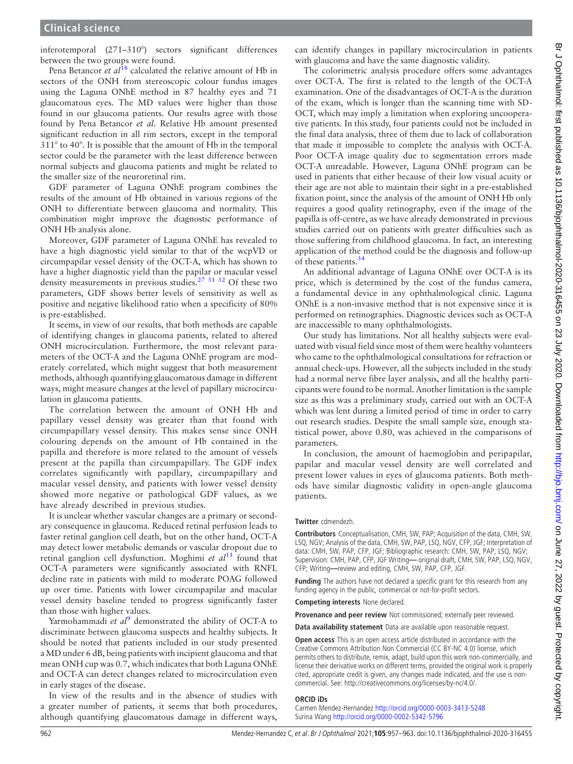inferotemporal (271–310°) sectors significant differences between the two groups were found.

Pena Betancor *et al*[18] calculated the relative amount of Hb in sectors of the ONH from stereoscopic colour fundus images using the Laguna ONhE method in 87 healthy eyes and 71 glaucomatous eyes. The MD values were higher than those found in our glaucoma patients. Our results agree with those found by Pena Betancor *et al*. Relative Hb amount presented significant reduction in all rim sectors, except in the temporal 311° to 40°. It is possible that the amount of Hb in the temporal sector could be the parameter with the least difference between normal subjects and glaucoma patients and might be related to the smaller size of the neuroretinal rim.

GDF parameter of Laguna ONhE program combines the results of the amount of Hb obtained in various regions of the ONH to differentiate between glaucoma and normality. This combination might improve the diagnostic performance of ONH Hb analysis alone.

Moreover, GDF parameter of Laguna ONhE has revealed to have a high diagnostic yield similar to that of the wcpVD or circumpapilar vessel density of the OCT-A, which has shown to have a higher diagnostic yield than the papilar or macular vessel density measurements in previous studies.[27 31 32] Of these two parameters, GDF shows better levels of sensitivity as well as positive and negative likelihood ratio when a specificity of 80% is pre-established.

It seems, in view of our results, that both methods are capable of identifying changes in glaucoma patients, related to altered ONH microcirculation. Furthermore, the most relevant parameters of the OCT-A and the Laguna ONhE program are moderately correlated, which might suggest that both measurement methods, although quantifying glaucomatous damage in different ways, might measure changes at the level of papillary microcirculation in glaucoma patients.

The correlation between the amount of ONH Hb and papillary vessel density was greater than that found with circumpapillary vessel density. This makes sense since ONH colouring depends on the amount of Hb contained in the papilla and therefore is more related to the amount of vessels present at the papilla than circumpapillary. The GDF index correlates significantly with papillary, circumpapillary and macular vessel density, and patients with lower vessel density showed more negative or pathological GDF values, as we have already described in previous studies.

It is unclear whether vascular changes are a primary or secondary consequence in glaucoma. Reduced retinal perfusion leads to faster retinal ganglion cell death, but on the other hand, OCT-A may detect lower metabolic demands or vascular dropout due to retinal ganglion cell dysfunction. Moghimi *et al*[11] found that OCT-A parameters were significantly associated with RNFL decline rate in patients with mild to moderate POAG followed up over time. Patients with lower circumpapilar and macular vessel density baseline tended to progress significantly faster than those with higher values.

Yarmohammadi *et al*[9] demonstrated the ability of OCT-A to discriminate between glaucoma suspects and healthy subjects. It should be noted that patients included in our study presented a MD under 6 dB, being patients with incipient glaucoma and that mean ONH cup was 0.7, which indicates that both Laguna ONhE and OCT-A can detect changes related to microcirculation even in early stages of the disease.

In view of the results and in the absence of studies with a greater number of patients, it seems that both procedures, although quantifying glaucomatous damage in different ways, can identify changes in papillary microcirculation in patients with glaucoma and have the same diagnostic validity.

The colorimetric analysis procedure offers some advantages over OCT-A. The first is related to the length of the OCT-A examination. One of the disadvantages of OCT-A is the duration of the exam, which is longer than the scanning time with SD-OCT, which may imply a limitation when exploring uncooperative patients. In this study, four patients could not be included in the final data analysis, three of them due to lack of collaboration that made it impossible to complete the analysis with OCT-A. Poor OCT-A image quality due to segmentation errors made OCT-A unreadable. However, Laguna ONhE program can be used in patients that either because of their low visual acuity or their age are not able to maintain their sight in a pre-established fixation point, since the analysis of the amount of ONH Hb only requires a good quality retinography, even if the image of the papilla is off-centre, as we have already demonstrated in previous studies carried out on patients with greater difficulties such as those suffering from childhood glaucoma. In fact, an interesting application of the method could be the diagnosis and follow-up of these patients.[34]

An additional advantage of Laguna ONhE over OCT-A is its price, which is determined by the cost of the fundus camera, a fundamental device in any ophthalmological clinic. Laguna ONhE is a non-invasive method that is not expensive since it is performed on retinographies. Diagnostic devices such as OCT-A are inaccessible to many ophthalmologists.

Our study has limitations. Not all healthy subjects were evaluated with visual field since most of them were healthy volunteers who came to the ophthalmological consultations for refraction or annual check-ups. However, all the subjects included in the study had a normal nerve fibre layer analysis, and all the healthy participants were found to be normal. Another limitation is the sample size as this was a preliminary study, carried out with an OCT-A which was lent during a limited period of time in order to carry out research studies. Despite the small sample size, enough statistical power, above 0.80, was achieved in the comparisons of parameters.

In conclusion, the amount of haemoglobin and peripapilar, papilar and macular vessel density are well correlated and present lower values in eyes of glaucoma patients. Both methods have similar diagnostic validity in open-angle glaucoma patients.

**Twitter** cdmendezh.

**Contributors** Conceptualisation, CMH, SW, PAP; Acquisition of the data, CMH, SW, LSQ, NGV; Analysis of the data, CMH, SW, PAP, LSQ, NGV, CFP, JGF; Interpretation of data: CMH, SW, PAP, CFP, JGF; Bibliographic research: CMH, SW, PAP, LSQ, NGV; Supervision: CMH, PAP, CFP, JGF Writing— original draft, CMH, SW, PAP, LSQ, NGV, CFP; Writing—review and editing, CMH, SW, PAP, CFP, JGF.

**Funding** The authors have not declared a specific grant for this research from any funding agency in the public, commercial or not-for-profit sectors.

**Competing interests** None declared.

**Provenance and peer review** Not commissioned; externally peer reviewed.

**Data availability statement** Data are available upon reasonable request.

**Open access** This is an open access article distributed in accordance with the Creative Commons Attribution Non Commercial (CC BY-NC 4.0) license, which permits others to distribute, remix, adapt, build upon this work non-commercially, and license their derivative works on different terms, provided the original work is properly cited, appropriate credit is given, any changes made indicated, and the use is non-commercial. See: http://creativecommons.org/licenses/by-nc/4.0/.

**ORCID iDs**

Carmen Mendez-Hernandez http://orcid.org/0000-0003-3413-5248
Surina Wang http://orcid.org/0000-0002-5342-5796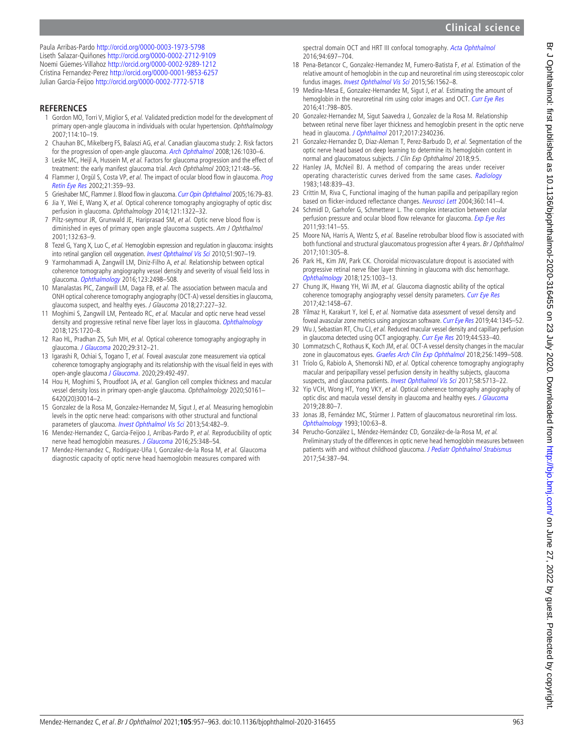Paula Arribas-Pardo http://orcid.org/0000-0003-1973-5798
Liseth Salazar-Quiñones http://orcid.org/0000-0002-2712-9109
Noemi Güemes-Villahoz http://orcid.org/0000-0002-9289-1212
Cristina Fernandez-Perez http://orcid.org/0000-0001-9853-6257
Julian Garcia-Feijoo http://orcid.org/0000-0002-7772-5718

## REFERENCES

1. Gordon MO, Torri V, Miglior S, *et al.* Validated prediction model for the development of primary open-angle glaucoma in individuals with ocular hypertension. *Ophthalmology* 2007;114:10–19.
2. Chauhan BC, Mikelberg FS, Balaszi AG, *et al.* Canadian glaucoma study: 2. Risk factors for the progression of open-angle glaucoma. *Arch Ophthalmol* 2008;126:1030–6.
3. Leske MC, Heijl A, Hussein M, *et al.* Factors for glaucoma progression and the effect of treatment: the early manifest glaucoma trial. *Arch Ophthalmol* 2003;121:48–56.
4. Flammer J, Orgül S, Costa VP, *et al.* The impact of ocular blood flow in glaucoma. *Prog Retin Eye Res* 2002;21:359–93.
5. Grieshaber MC, Flammer J. Blood flow in glaucoma. *Curr Opin Ophthalmol* 2005;16:79–83.
6. Jia Y, Wei E, Wang X, *et al.* Optical coherence tomography angiography of optic disc perfusion in glaucoma. *Ophthalmology* 2014;121:1322–32.
7. Piltz-seymour JR, Grunwald JE, Hariprasad SM, *et al.* Optic nerve blood flow is diminished in eyes of primary open angle glaucoma suspects. *Am J Ophthalmol* 2001;132:63–9.
8. Tezel G, Yang X, Luo C, *et al.* Hemoglobin expression and regulation in glaucoma: insights into retinal ganglion cell oxygenation. *Invest Ophthalmol Vis Sci* 2010;51:907–19.
9. Yarmohammadi A, Zangwill LM, Diniz-Filho A, *et al.* Relationship between optical coherence tomography angiography vessel density and severity of visual field loss in glaucoma. *Ophthalmology* 2016;123:2498–508.
10. Manalastas PIC, Zangwill LM, Daga FB, *et al.* The association between macula and ONH optical coherence tomography angiography (OCT-A) vessel densities in glaucoma, glaucoma suspect, and healthy eyes. *J Glaucoma* 2018;27:227–32.
11. Moghimi S, Zangwill LM, Penteado RC, *et al.* Macular and optic nerve head vessel density and progressive retinal nerve fiber layer loss in glaucoma. *Ophthalmology* 2018;125:1720–8.
12. Rao HL, Pradhan ZS, Suh MH, *et al.* Optical coherence tomography angiography in glaucoma. *J Glaucoma* 2020;29:312–21.
13. Igarashi R, Ochiai S, Togano T, *et al.* Foveal avascular zone measurement via optical coherence tomography angiography and its relationship with the visual field in eyes with open-angle glaucoma *J Glaucoma*. 2020;29:492-497.
14. Hou H, Moghimi S, Proudfoot JA, *et al.* Ganglion cell complex thickness and macular vessel density loss in primary open-angle glaucoma. *Ophthalmology* 2020;S0161-6420(20)30014–2.
15. Gonzalez de la Rosa M, Gonzalez-Hernandez M, Sigut J, *et al.* Measuring hemoglobin levels in the optic nerve head: comparisons with other structural and functional parameters of glaucoma. *Invest Ophthalmol Vis Sci* 2013;54:482–9.
16. Mendez-Hernandez C, Garcia-Feijoo J, Arribas-Pardo P, *et al.* Reproducibility of optic nerve head hemoglobin measures. *J Glaucoma* 2016;25:348–54.
17. Mendez-Hernandez C, Rodriguez-Uña I, Gonzalez-de la Rosa M, *et al.* Glaucoma diagnostic capacity of optic nerve head haemoglobin measures compared with spectral domain OCT and HRT III confocal tomography. *Acta Ophthalmol* 2016;94:697–704.
18. Pena-Betancor C, Gonzalez-Hernandez M, Fumero-Batista F, *et al.* Estimation of the relative amount of hemoglobin in the cup and neuroretinal rim using stereoscopic color fundus images. *Invest Ophthalmol Vis Sci* 2015;56:1562–8.
19. Medina-Mesa E, Gonzalez-Hernandez M, Sigut J, *et al.* Estimating the amount of hemoglobin in the neuroretinal rim using color images and OCT. *Curr Eye Res* 2016;41:798–805.
20. Gonzalez-Hernandez M, Sigut Saavedra J, Gonzalez de la Rosa M. Relationship between retinal nerve fiber layer thickness and hemoglobin present in the optic nerve head in glaucoma. *J Ophthalmol* 2017;2017:2340236.
21. Gonzalez-Hernandez D, Diaz-Aleman T, Perez-Barbudo D, *et al.* Segmentation of the optic nerve head based on deep learning to determine its hemoglobin content in normal and glaucomatous subjects. *J Clin Exp Ophthalmol* 2018;9:5.
22. Hanley JA, McNeil BJ. A method of comparing the areas under receiver operating characteristic curves derived from the same cases. *Radiology* 1983;148:839–43.
23. Crittin M, Riva C, Functional imaging of the human papilla and peripapillary region based on flicker-induced reflectance changes. *Neurosci Lett* 2004;360:141–4.
24. Schmidl D, Garhofer G, Schmetterer L. The complex interaction between ocular perfusion pressure and ocular blood flow relevance for glaucoma. *Exp Eye Res* 2011;93:141–55.
25. Moore NA, Harris A, Wentz S, *et al.* Baseline retrobulbar blood flow is associated with both functional and structural glaucomatous progression after 4 years. *Br J Ophthalmol* 2017;101:305–8.
26. Park HL, Kim JW, Park CK. Choroidal microvasculature dropout is associated with progressive retinal nerve fiber layer thinning in glaucoma with disc hemorrhage. *Ophthalmology* 2018;125:1003–13.
27. Chung JK, Hwang YH, Wi JM, *et al.* Glaucoma diagnostic ability of the optical coherence tomography angiography vessel density parameters. *Curr Eye Res* 2017;42:1458–67.
28. Yilmaz H, Karakurt Y, Icel E, *et al.* Normative data assessment of vessel density and foveal avascular zone metrics using angioscan software. *Curr Eye Res* 2019;44:1345–52.
29. Wu J, Sebastian RT, Chu CJ, *et al.* Reduced macular vessel density and capillary perfusion in glaucoma detected using OCT angiography. *Curr Eye Res* 2019;44:533–40.
30. Lommatzsch C, Rothaus K, Koch JM, *et al.* OCT-A vessel density changes in the macular zone in glaucomatous eyes. *Graefes Arch Clin Exp Ophthalmol* 2018;256:1499–508.
31. Triolo G, Rabiolo A, Shemonski ND, *et al.* Optical coherence tomography angiography macular and peripapillary vessel perfusion density in healthy subjects, glaucoma suspects, and glaucoma patients. *Invest Ophthalmol Vis Sci* 2017;58:5713–22.
32. Yip VCH, Wong HT, Yong VKY, *et al.* Optical coherence tomography angiography of optic disc and macula vessel density in glaucoma and healthy eyes. *J Glaucoma* 2019;28:80–7.
33. Jonas JB, Fernández MC, Stürmer J. Pattern of glaucomatous neuroretinal rim loss. *Ophthalmology* 1993;100:63–8.
34. Perucho-González L, Méndez-Hernández CD, González-de-la-Rosa M, *et al.* Preliminary study of the differences in optic nerve head hemoglobin measures between patients with and without childhood glaucoma. *J Pediatr Ophthalmol Strabismus* 2017;54:387–94.